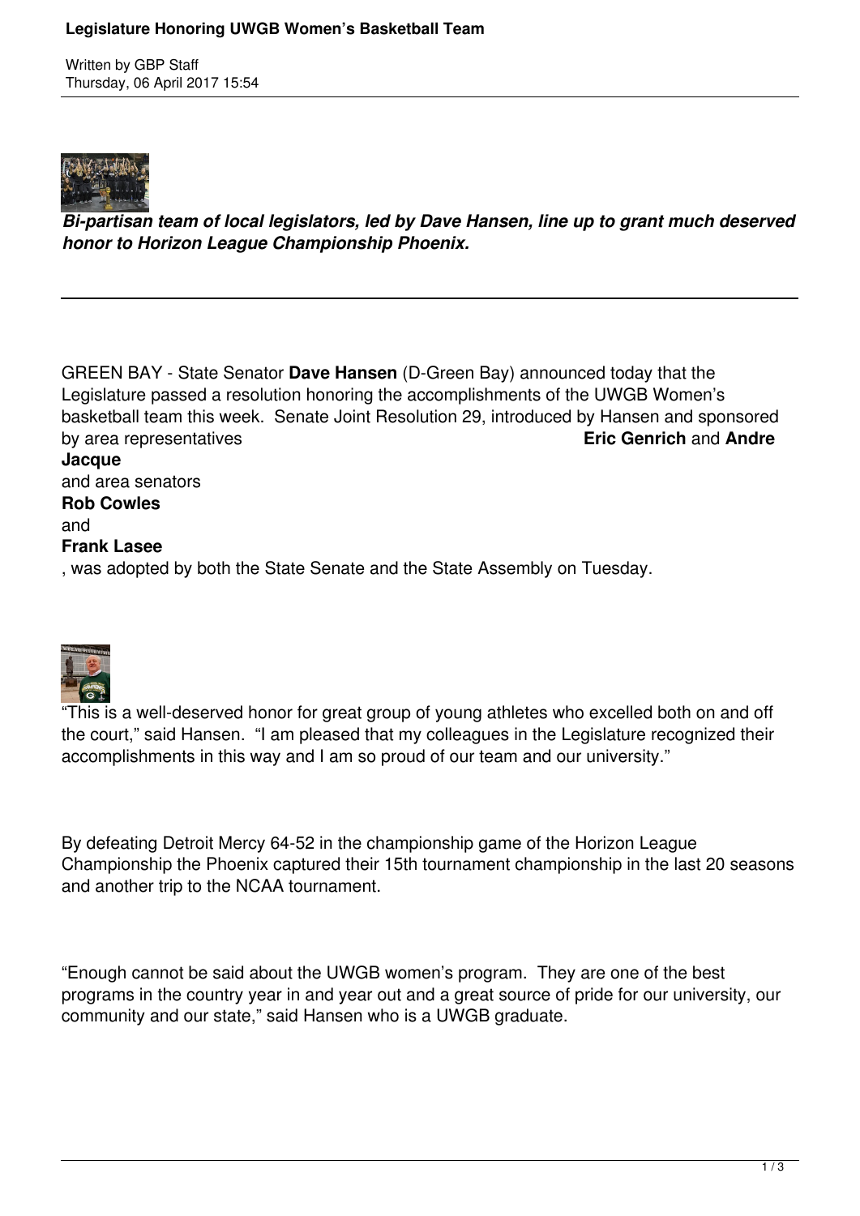# Legislature Honoring UWGB Women's Basketball Team

Written by GBP Staff
Thursday, 06 April 2017 15:54

***Bi-partisan team of local legislators, led by Dave Hansen, line up to grant much deserved honor to Horizon League Championship Phoenix.***

---

GREEN BAY - State Senator **Dave Hansen** (D-Green Bay) announced today that the Legislature passed a resolution honoring the accomplishments of the UWGB Women's basketball team this week. Senate Joint Resolution 29, introduced by Hansen and sponsored by area representatives **Eric Genrich** and **Andre Jacque** and area senators **Rob Cowles** and **Frank Lasee**, was adopted by both the State Senate and the State Assembly on Tuesday.

"This is a well-deserved honor for great group of young athletes who excelled both on and off the court," said Hansen. "I am pleased that my colleagues in the Legislature recognized their accomplishments in this way and I am so proud of our team and our university."

By defeating Detroit Mercy 64-52 in the championship game of the Horizon League Championship the Phoenix captured their 15th tournament championship in the last 20 seasons and another trip to the NCAA tournament.

"Enough cannot be said about the UWGB women's program. They are one of the best programs in the country year in and year out and a great source of pride for our university, our community and our state," said Hansen who is a UWGB graduate.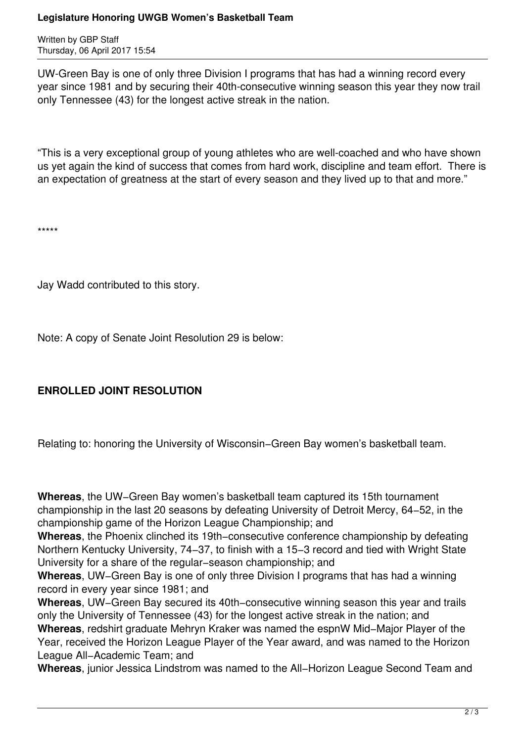UW-Green Bay is one of only three Division I programs that has had a winning record every year since 1981 and by securing their 40th-consecutive winning season this year they now trail only Tennessee (43) for the longest active streak in the nation.

"This is a very exceptional group of young athletes who are well-coached and who have shown us yet again the kind of success that comes from hard work, discipline and team effort. There is an expectation of greatness at the start of every season and they lived up to that and more."

*****

Jay Wadd contributed to this story.

Note: A copy of Senate Joint Resolution 29 is below:

**ENROLLED JOINT RESOLUTION**

Relating to: honoring the University of Wisconsin−Green Bay women's basketball team.

**Whereas**, the UW−Green Bay women's basketball team captured its 15th tournament championship in the last 20 seasons by defeating University of Detroit Mercy, 64−52, in the championship game of the Horizon League Championship; and

**Whereas**, the Phoenix clinched its 19th−consecutive conference championship by defeating Northern Kentucky University, 74−37, to finish with a 15−3 record and tied with Wright State University for a share of the regular−season championship; and

**Whereas**, UW−Green Bay is one of only three Division I programs that has had a winning record in every year since 1981; and

**Whereas**, UW−Green Bay secured its 40th−consecutive winning season this year and trails only the University of Tennessee (43) for the longest active streak in the nation; and

**Whereas**, redshirt graduate Mehryn Kraker was named the espnW Mid−Major Player of the Year, received the Horizon League Player of the Year award, and was named to the Horizon League All−Academic Team; and

**Whereas**, junior Jessica Lindstrom was named to the All−Horizon League Second Team and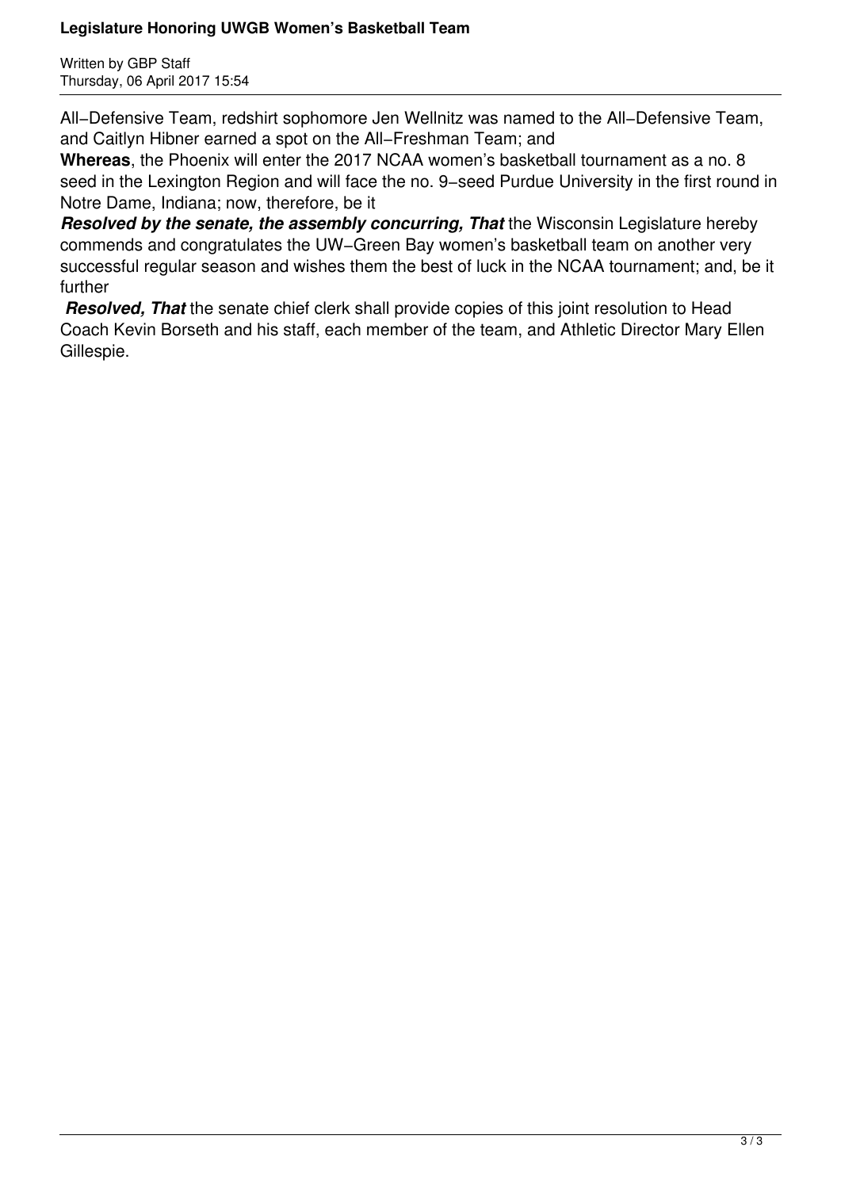All−Defensive Team, redshirt sophomore Jen Wellnitz was named to the All−Defensive Team, and Caitlyn Hibner earned a spot on the All−Freshman Team; and

**Whereas**, the Phoenix will enter the 2017 NCAA women's basketball tournament as a no. 8 seed in the Lexington Region and will face the no. 9−seed Purdue University in the first round in Notre Dame, Indiana; now, therefore, be it

***Resolved by the senate, the assembly concurring, That*** the Wisconsin Legislature hereby commends and congratulates the UW−Green Bay women's basketball team on another very successful regular season and wishes them the best of luck in the NCAA tournament; and, be it further

***Resolved, That*** the senate chief clerk shall provide copies of this joint resolution to Head Coach Kevin Borseth and his staff, each member of the team, and Athletic Director Mary Ellen Gillespie.